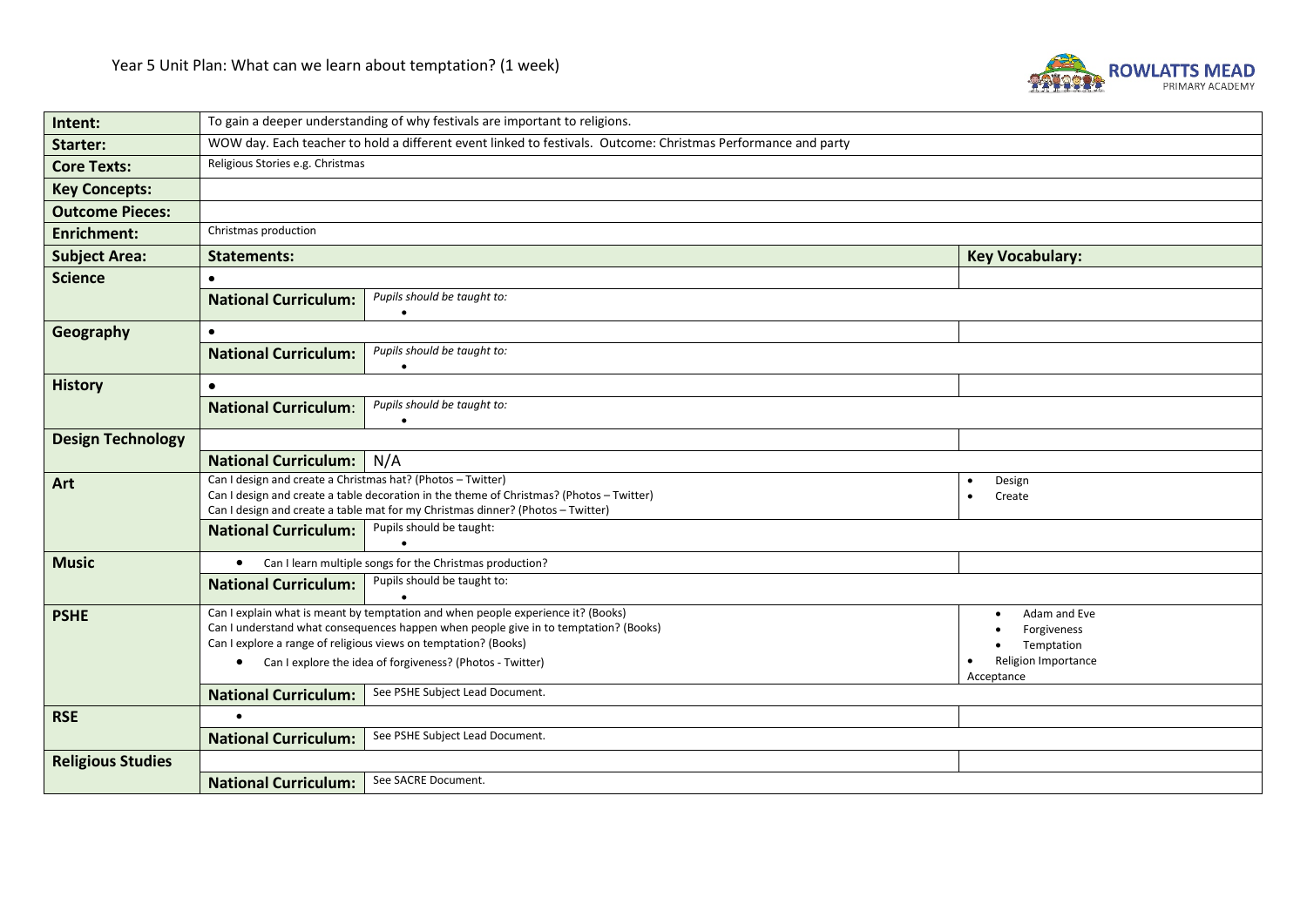Year 5 Unit Plan: What can we learn about temptation? (1 week)

ROWLATTS MEAD PRIMARY ACADEMY

| **Intent:** | To gain a deeper understanding of why festivals are important to religions. | | |
|---|---|---|---|
| **Starter:** | WOW day. Each teacher to hold a different event linked to festivals. Outcome: Christmas Performance and party | | |
| **Core Texts:** | Religious Stories e.g. Christmas | | |
| **Key Concepts:** | | | |
| **Outcome Pieces:** | | | |
| **Enrichment:** | Christmas production | | |
| **Subject Area:** | **Statements:** | | **Key Vocabulary:** |
| **Science** | • | | |
| | **National Curriculum:** | *Pupils should be taught to:* • | |
| **Geography** | • | | |
| | **National Curriculum:** | *Pupils should be taught to:* • | |
| **History** | • | | |
| | **National Curriculum:** | *Pupils should be taught to:* • | |
| **Design Technology** | | | |
| | **National Curriculum:** | N/A | |
| **Art** | Can I design and create a Christmas hat? (Photos – Twitter)<br>Can I design and create a table decoration in the theme of Christmas? (Photos – Twitter)<br>Can I design and create a table mat for my Christmas dinner? (Photos – Twitter) | | • Design<br>• Create |
| | **National Curriculum:** | Pupils should be taught: • | |
| **Music** | • Can I learn multiple songs for the Christmas production? | | |
| | **National Curriculum:** | Pupils should be taught to: • | |
| **PSHE** | Can I explain what is meant by temptation and when people experience it? (Books)<br>Can I understand what consequences happen when people give in to temptation? (Books)<br>Can I explore a range of religious views on temptation? (Books)<br>• Can I explore the idea of forgiveness? (Photos - Twitter) | | • Adam and Eve<br>• Forgiveness<br>• Temptation<br>• Religion Importance<br>Acceptance |
| | **National Curriculum:** | See PSHE Subject Lead Document. | |
| **RSE** | • | | |
| | **National Curriculum:** | See PSHE Subject Lead Document. | |
| **Religious Studies** | | | |
| | **National Curriculum:** | See SACRE Document. | |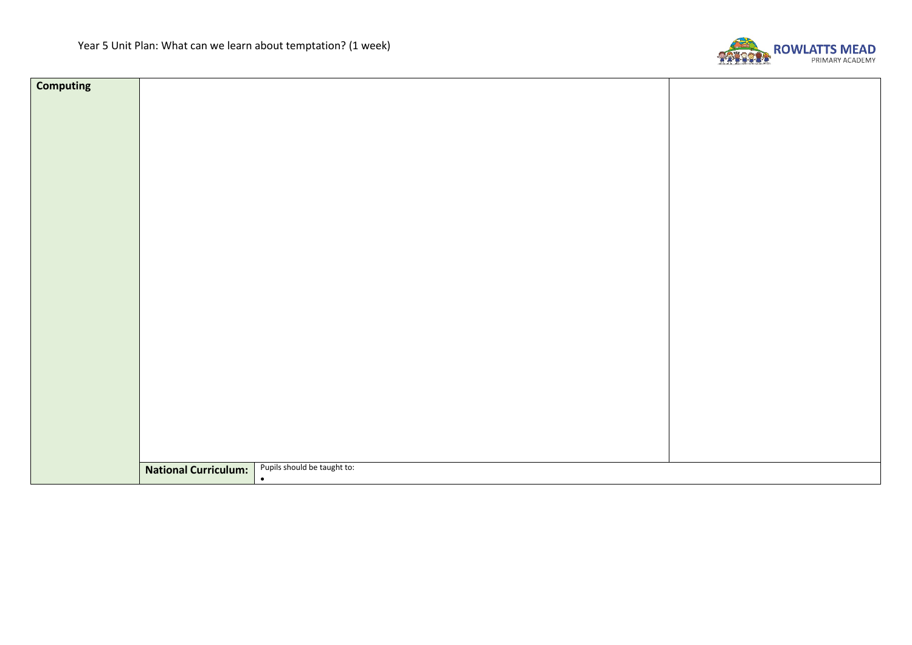Year 5 Unit Plan: What can we learn about temptation? (1 week)

| Computing | | | |
| --- | --- | --- | --- |
| | | | |
| | **National Curriculum:** | Pupils should be taught to:<br>• | |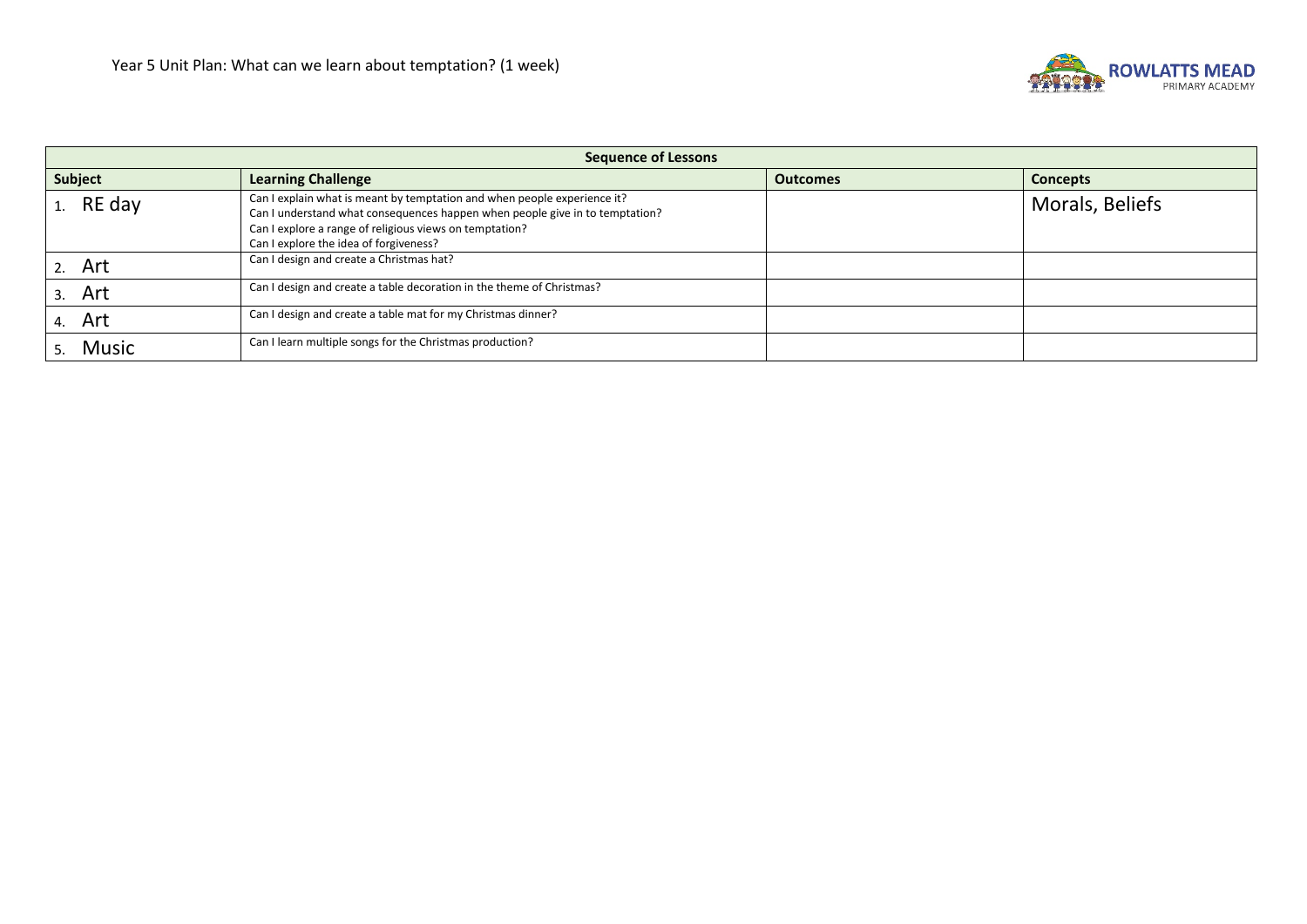Year 5 Unit Plan: What can we learn about temptation? (1 week)

ROWLATTS MEAD
PRIMARY ACADEMY

| Sequence of Lessons | | | |
|---|---|---|---|
| **Subject** | **Learning Challenge** | **Outcomes** | **Concepts** |
| 1. RE day | Can I explain what is meant by temptation and when people experience it?<br>Can I understand what consequences happen when people give in to temptation?<br>Can I explore a range of religious views on temptation?<br>Can I explore the idea of forgiveness? | | Morals, Beliefs |
| 2. Art | Can I design and create a Christmas hat? | | |
| 3. Art | Can I design and create a table decoration in the theme of Christmas? | | |
| 4. Art | Can I design and create a table mat for my Christmas dinner? | | |
| 5. Music | Can I learn multiple songs for the Christmas production? | | |